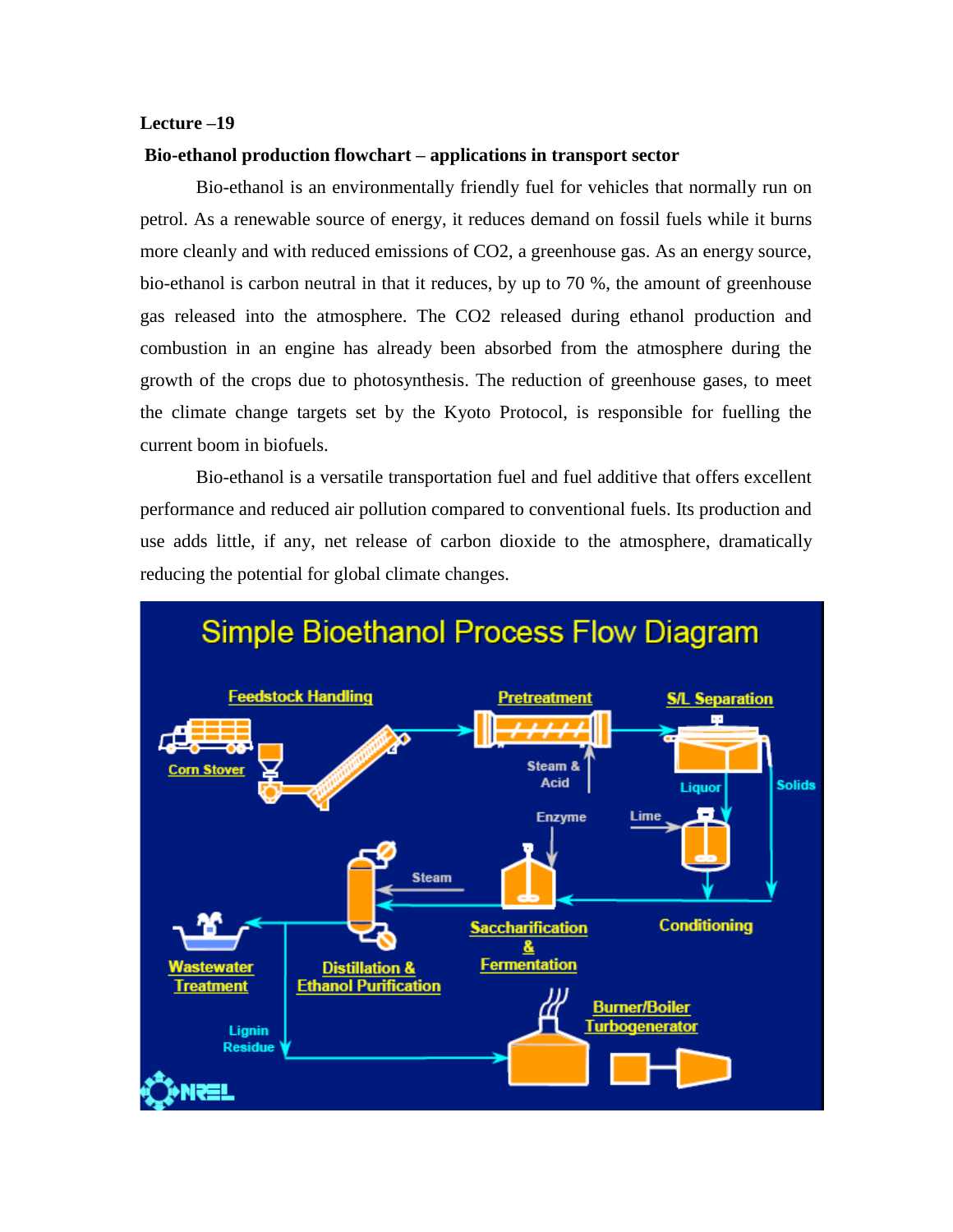**Lecture –19**

**Bio-ethanol production flowchart – applications in transport sector**

Bio-ethanol is an environmentally friendly fuel for vehicles that normally run on petrol. As a renewable source of energy, it reduces demand on fossil fuels while it burns more cleanly and with reduced emissions of $CO_2$, a greenhouse gas. As an energy source, bio-ethanol is carbon neutral in that it reduces, by up to 70 %, the amount of greenhouse gas released into the atmosphere. The $CO_2$ released during ethanol production and combustion in an engine has already been absorbed from the atmosphere during the growth of the crops due to photosynthesis. The reduction of greenhouse gases, to meet the climate change targets set by the Kyoto Protocol, is responsible for fuelling the current boom in biofuels.

Bio-ethanol is a versatile transportation fuel and fuel additive that offers excellent performance and reduced air pollution compared to conventional fuels. Its production and use adds little, if any, net release of carbon dioxide to the atmosphere, dramatically reducing the potential for global climate changes.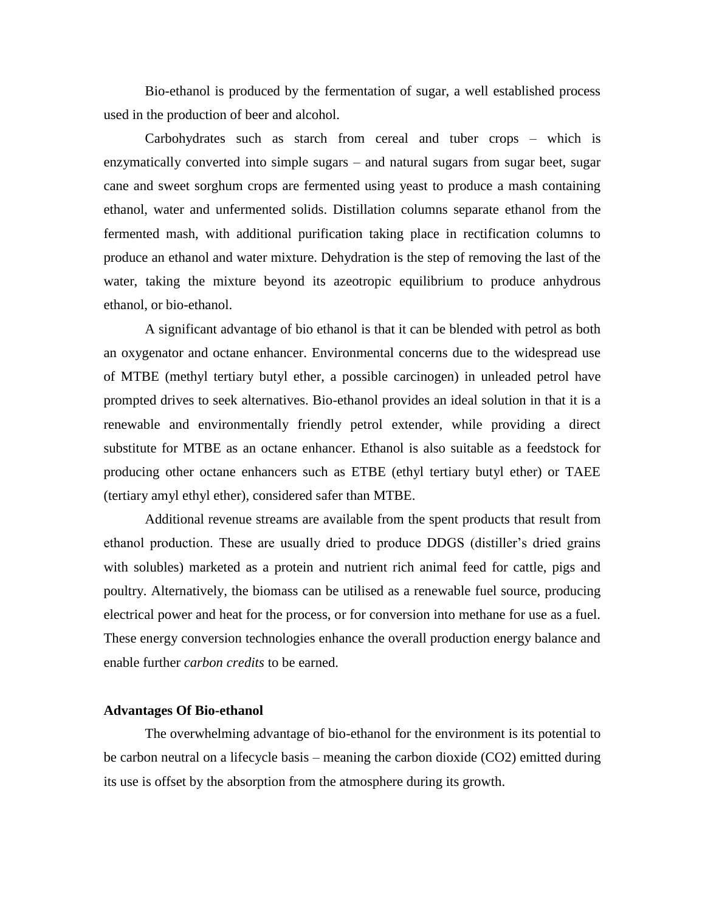Bio-ethanol is produced by the fermentation of sugar, a well established process used in the production of beer and alcohol.

Carbohydrates such as starch from cereal and tuber crops – which is enzymatically converted into simple sugars – and natural sugars from sugar beet, sugar cane and sweet sorghum crops are fermented using yeast to produce a mash containing ethanol, water and unfermented solids. Distillation columns separate ethanol from the fermented mash, with additional purification taking place in rectification columns to produce an ethanol and water mixture. Dehydration is the step of removing the last of the water, taking the mixture beyond its azeotropic equilibrium to produce anhydrous ethanol, or bio-ethanol.

A significant advantage of bio ethanol is that it can be blended with petrol as both an oxygenator and octane enhancer. Environmental concerns due to the widespread use of MTBE (methyl tertiary butyl ether, a possible carcinogen) in unleaded petrol have prompted drives to seek alternatives. Bio-ethanol provides an ideal solution in that it is a renewable and environmentally friendly petrol extender, while providing a direct substitute for MTBE as an octane enhancer. Ethanol is also suitable as a feedstock for producing other octane enhancers such as ETBE (ethyl tertiary butyl ether) or TAEE (tertiary amyl ethyl ether), considered safer than MTBE.

Additional revenue streams are available from the spent products that result from ethanol production. These are usually dried to produce DDGS (distiller's dried grains with solubles) marketed as a protein and nutrient rich animal feed for cattle, pigs and poultry. Alternatively, the biomass can be utilised as a renewable fuel source, producing electrical power and heat for the process, or for conversion into methane for use as a fuel. These energy conversion technologies enhance the overall production energy balance and enable further *carbon credits* to be earned.

**Advantages Of Bio-ethanol**

The overwhelming advantage of bio-ethanol for the environment is its potential to be carbon neutral on a lifecycle basis – meaning the carbon dioxide ($CO_2$) emitted during its use is offset by the absorption from the atmosphere during its growth.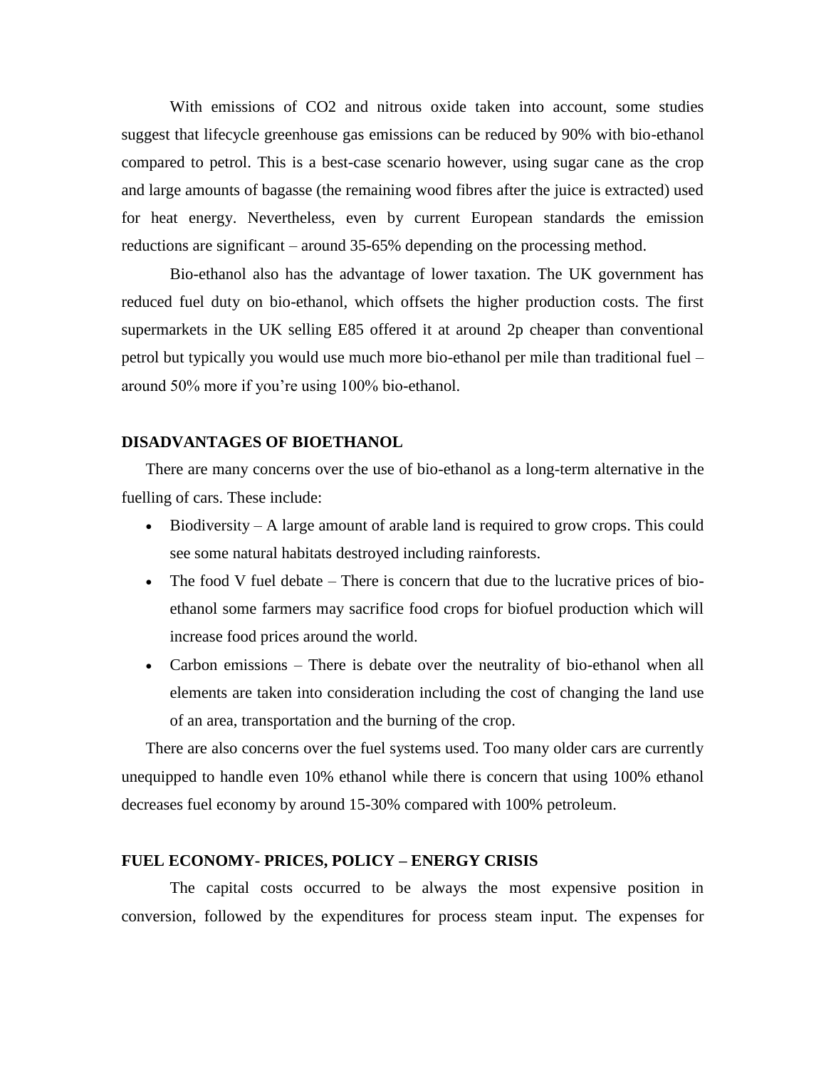With emissions of $CO_2$ and nitrous oxide taken into account, some studies suggest that lifecycle greenhouse gas emissions can be reduced by 90% with bio-ethanol compared to petrol. This is a best-case scenario however, using sugar cane as the crop and large amounts of bagasse (the remaining wood fibres after the juice is extracted) used for heat energy. Nevertheless, even by current European standards the emission reductions are significant – around 35-65% depending on the processing method.

Bio-ethanol also has the advantage of lower taxation. The UK government has reduced fuel duty on bio-ethanol, which offsets the higher production costs. The first supermarkets in the UK selling E85 offered it at around 2p cheaper than conventional petrol but typically you would use much more bio-ethanol per mile than traditional fuel – around 50% more if you're using 100% bio-ethanol.

## DISADVANTAGES OF BIOETHANOL

There are many concerns over the use of bio-ethanol as a long-term alternative in the fuelling of cars. These include:

- Biodiversity – A large amount of arable land is required to grow crops. This could see some natural habitats destroyed including rainforests.
- The food V fuel debate – There is concern that due to the lucrative prices of bio-ethanol some farmers may sacrifice food crops for biofuel production which will increase food prices around the world.
- Carbon emissions – There is debate over the neutrality of bio-ethanol when all elements are taken into consideration including the cost of changing the land use of an area, transportation and the burning of the crop.

There are also concerns over the fuel systems used. Too many older cars are currently unequipped to handle even 10% ethanol while there is concern that using 100% ethanol decreases fuel economy by around 15-30% compared with 100% petroleum.

## FUEL ECONOMY- PRICES, POLICY – ENERGY CRISIS

The capital costs occurred to be always the most expensive position in conversion, followed by the expenditures for process steam input. The expenses for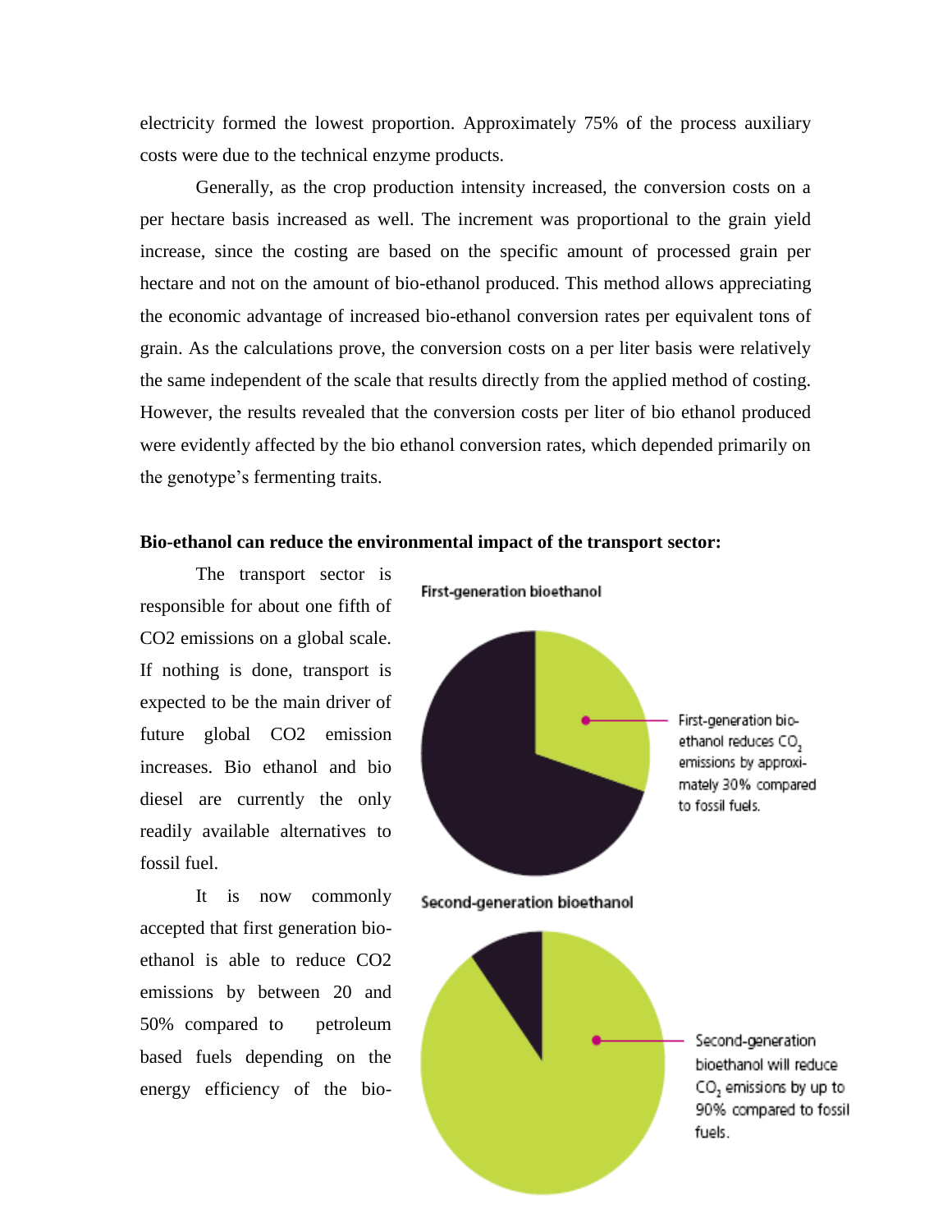electricity formed the lowest proportion. Approximately 75% of the process auxiliary costs were due to the technical enzyme products.

Generally, as the crop production intensity increased, the conversion costs on a per hectare basis increased as well. The increment was proportional to the grain yield increase, since the costing are based on the specific amount of processed grain per hectare and not on the amount of bio-ethanol produced. This method allows appreciating the economic advantage of increased bio-ethanol conversion rates per equivalent tons of grain. As the calculations prove, the conversion costs on a per liter basis were relatively the same independent of the scale that results directly from the applied method of costing. However, the results revealed that the conversion costs per liter of bio ethanol produced were evidently affected by the bio ethanol conversion rates, which depended primarily on the genotype's fermenting traits.

**Bio-ethanol can reduce the environmental impact of the transport sector:**

The transport sector is responsible for about one fifth of CO2 emissions on a global scale. If nothing is done, transport is expected to be the main driver of future global CO2 emission increases. Bio ethanol and bio diesel are currently the only readily available alternatives to fossil fuel.

It is now commonly accepted that first generation bio-ethanol is able to reduce CO2 emissions by between 20 and 50% compared to petroleum based fuels depending on the energy efficiency of the bio-

First-generation bioethanol

First-generation bio-ethanol reduces $CO_2$ emissions by approximately 30% compared to fossil fuels.

Second-generation bioethanol

Second-generation bioethanol will reduce $CO_2$ emissions by up to 90% compared to fossil fuels.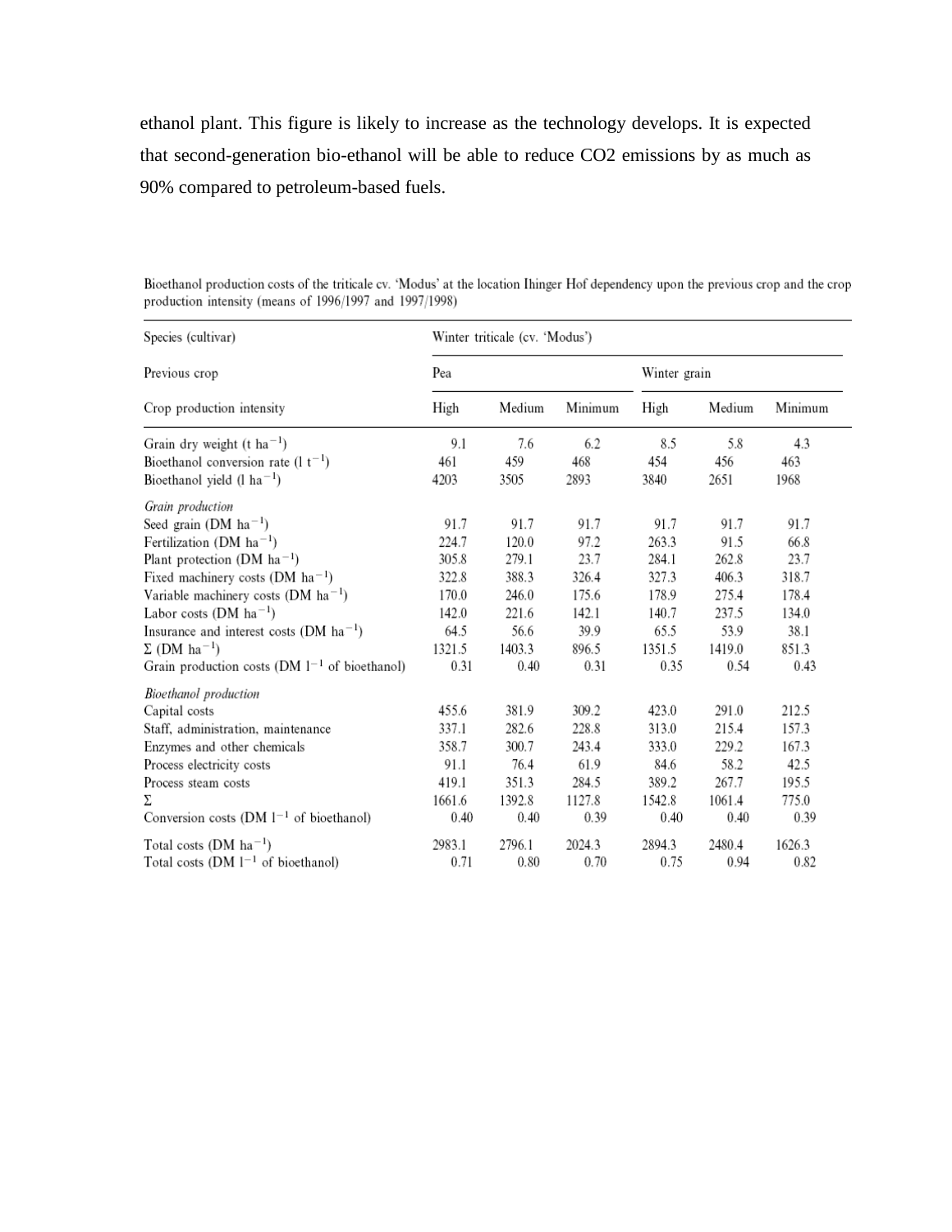ethanol plant. This figure is likely to increase as the technology develops. It is expected that second-generation bio-ethanol will be able to reduce CO2 emissions by as much as 90% compared to petroleum-based fuels.

Bioethanol production costs of the triticale cv. 'Modus' at the location Ihinger Hof dependency upon the previous crop and the crop production intensity (means of 1996/1997 and 1997/1998)

| Species (cultivar) | Winter triticale (cv. 'Modus') | | | | | |
|---|---|---|---|---|---|---|
| Previous crop | Pea | | | Winter grain | | |
| Crop production intensity | High | Medium | Minimum | High | Medium | Minimum |
| Grain dry weight (t $ha^{-1}$) | 9.1 | 7.6 | 6.2 | 8.5 | 5.8 | 4.3 |
| Bioethanol conversion rate (l $t^{-1}$) | 461 | 459 | 468 | 454 | 456 | 463 |
| Bioethanol yield (l $ha^{-1}$) | 4203 | 3505 | 2893 | 3840 | 2651 | 1968 |
| *Grain production* | | | | | | |
| Seed grain (DM $ha^{-1}$) | 91.7 | 91.7 | 91.7 | 91.7 | 91.7 | 91.7 |
| Fertilization (DM $ha^{-1}$) | 224.7 | 120.0 | 97.2 | 263.3 | 91.5 | 66.8 |
| Plant protection (DM $ha^{-1}$) | 305.8 | 279.1 | 23.7 | 284.1 | 262.8 | 23.7 |
| Fixed machinery costs (DM $ha^{-1}$) | 322.8 | 388.3 | 326.4 | 327.3 | 406.3 | 318.7 |
| Variable machinery costs (DM $ha^{-1}$) | 170.0 | 246.0 | 175.6 | 178.9 | 275.4 | 178.4 |
| Labor costs (DM $ha^{-1}$) | 142.0 | 221.6 | 142.1 | 140.7 | 237.5 | 134.0 |
| Insurance and interest costs (DM $ha^{-1}$) | 64.5 | 56.6 | 39.9 | 65.5 | 53.9 | 38.1 |
| Σ (DM $ha^{-1}$) | 1321.5 | 1403.3 | 896.5 | 1351.5 | 1419.0 | 851.3 |
| Grain production costs (DM $l^{-1}$ of bioethanol) | 0.31 | 0.40 | 0.31 | 0.35 | 0.54 | 0.43 |
| *Bioethanol production* | | | | | | |
| Capital costs | 455.6 | 381.9 | 309.2 | 423.0 | 291.0 | 212.5 |
| Staff, administration, maintenance | 337.1 | 282.6 | 228.8 | 313.0 | 215.4 | 157.3 |
| Enzymes and other chemicals | 358.7 | 300.7 | 243.4 | 333.0 | 229.2 | 167.3 |
| Process electricity costs | 91.1 | 76.4 | 61.9 | 84.6 | 58.2 | 42.5 |
| Process steam costs | 419.1 | 351.3 | 284.5 | 389.2 | 267.7 | 195.5 |
| Σ | 1661.6 | 1392.8 | 1127.8 | 1542.8 | 1061.4 | 775.0 |
| Conversion costs (DM $l^{-1}$ of bioethanol) | 0.40 | 0.40 | 0.39 | 0.40 | 0.40 | 0.39 |
| Total costs (DM $ha^{-1}$) | 2983.1 | 2796.1 | 2024.3 | 2894.3 | 2480.4 | 1626.3 |
| Total costs (DM $l^{-1}$ of bioethanol) | 0.71 | 0.80 | 0.70 | 0.75 | 0.94 | 0.82 |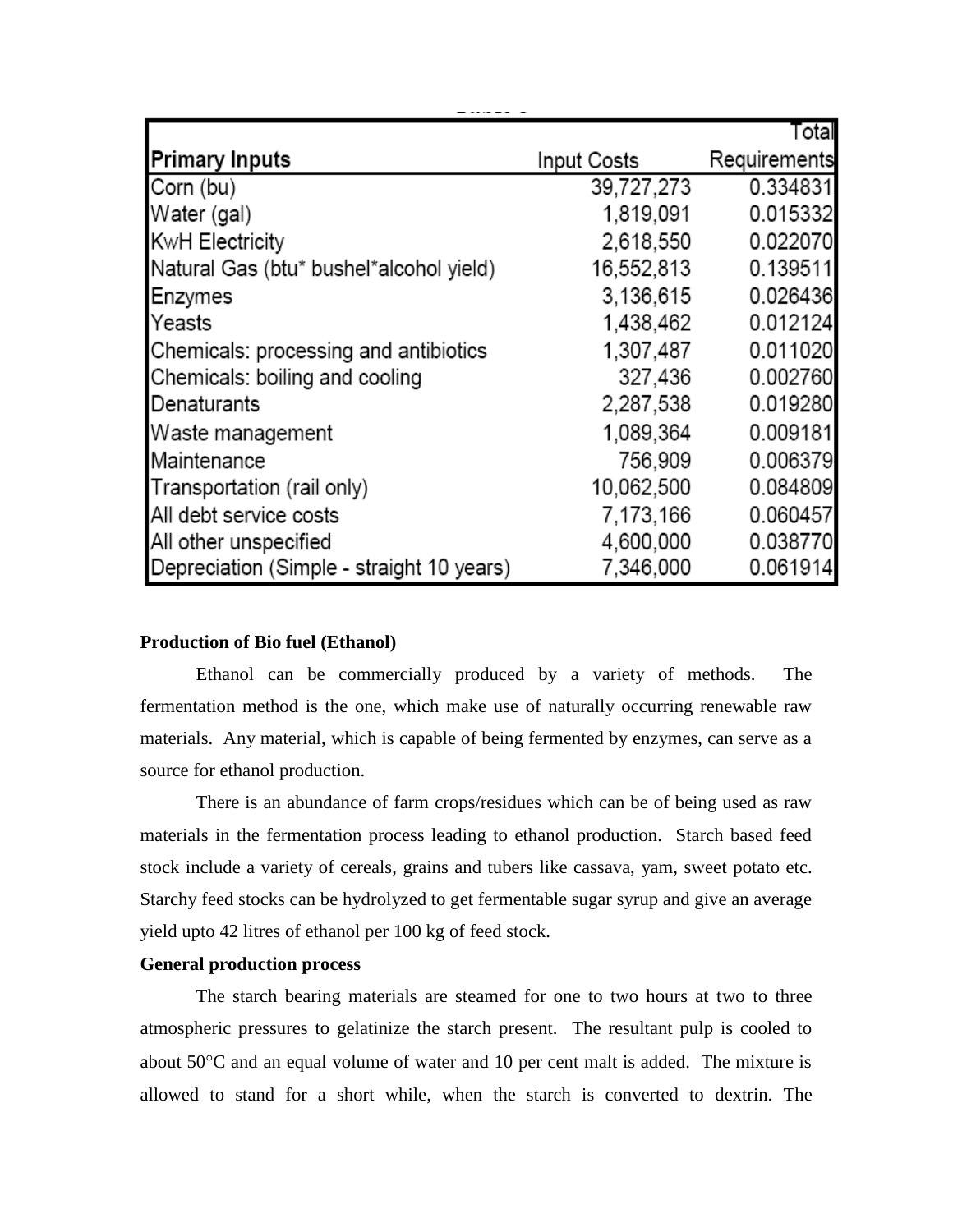| Primary Inputs | Input Costs | Total Requirements |
|---|---|---|
| Corn (bu) | 39,727,273 | 0.334831 |
| Water (gal) | 1,819,091 | 0.015332 |
| KwH Electricity | 2,618,550 | 0.022070 |
| Natural Gas (btu* bushel*alcohol yield) | 16,552,813 | 0.139511 |
| Enzymes | 3,136,615 | 0.026436 |
| Yeasts | 1,438,462 | 0.012124 |
| Chemicals: processing and antibiotics | 1,307,487 | 0.011020 |
| Chemicals: boiling and cooling | 327,436 | 0.002760 |
| Denaturants | 2,287,538 | 0.019280 |
| Waste management | 1,089,364 | 0.009181 |
| Maintenance | 756,909 | 0.006379 |
| Transportation (rail only) | 10,062,500 | 0.084809 |
| All debt service costs | 7,173,166 | 0.060457 |
| All other unspecified | 4,600,000 | 0.038770 |
| Depreciation (Simple - straight 10 years) | 7,346,000 | 0.061914 |

**Production of Bio fuel (Ethanol)**

Ethanol can be commercially produced by a variety of methods. The fermentation method is the one, which make use of naturally occurring renewable raw materials. Any material, which is capable of being fermented by enzymes, can serve as a source for ethanol production.

There is an abundance of farm crops/residues which can be of being used as raw materials in the fermentation process leading to ethanol production. Starch based feed stock include a variety of cereals, grains and tubers like cassava, yam, sweet potato etc. Starchy feed stocks can be hydrolyzed to get fermentable sugar syrup and give an average yield upto 42 litres of ethanol per 100 kg of feed stock.

**General production process**

The starch bearing materials are steamed for one to two hours at two to three atmospheric pressures to gelatinize the starch present. The resultant pulp is cooled to about 50°C and an equal volume of water and 10 per cent malt is added. The mixture is allowed to stand for a short while, when the starch is converted to dextrin. The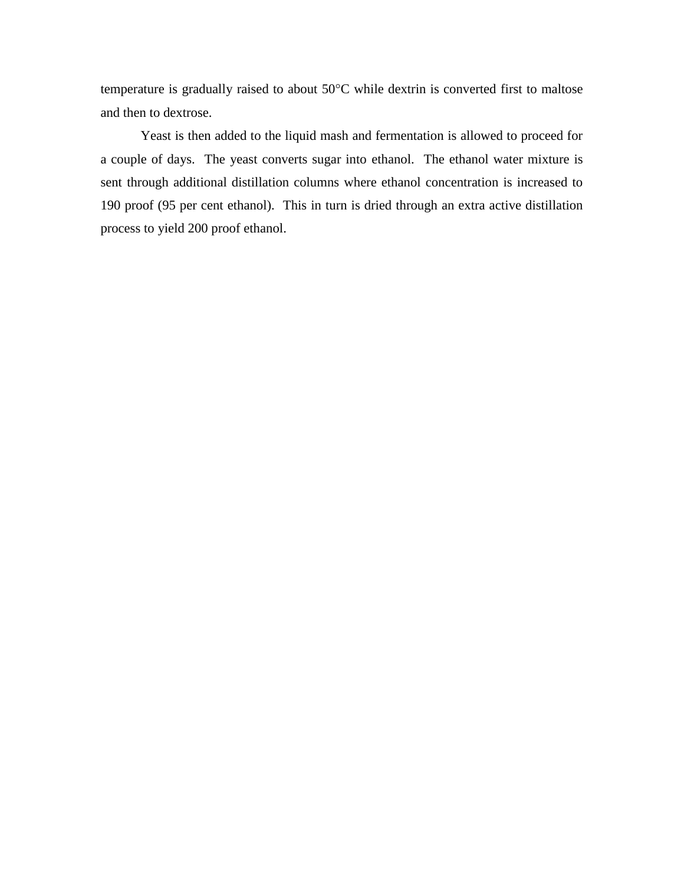temperature is gradually raised to about 50°C while dextrin is converted first to maltose and then to dextrose.

Yeast is then added to the liquid mash and fermentation is allowed to proceed for a couple of days. The yeast converts sugar into ethanol. The ethanol water mixture is sent through additional distillation columns where ethanol concentration is increased to 190 proof (95 per cent ethanol). This in turn is dried through an extra active distillation process to yield 200 proof ethanol.